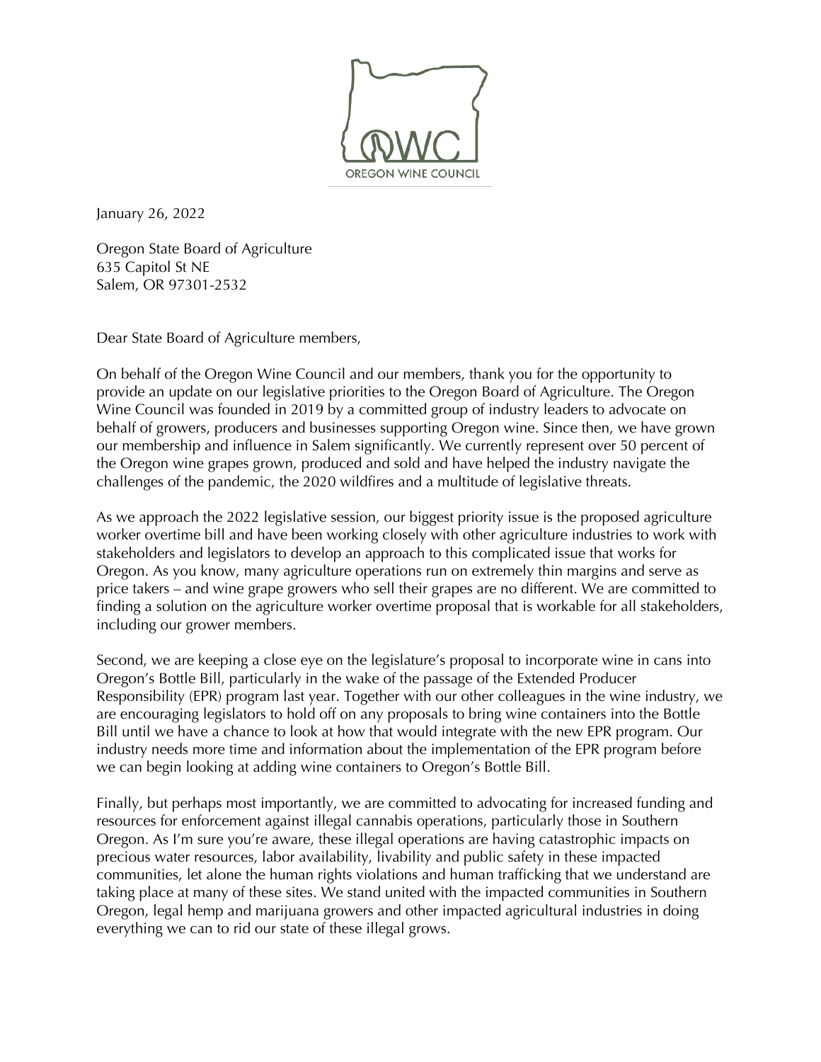OREGON WINE COUNCIL

January 26, 2022

Oregon State Board of Agriculture
635 Capitol St NE
Salem, OR 97301-2532

Dear State Board of Agriculture members,

On behalf of the Oregon Wine Council and our members, thank you for the opportunity to provide an update on our legislative priorities to the Oregon Board of Agriculture. The Oregon Wine Council was founded in 2019 by a committed group of industry leaders to advocate on behalf of growers, producers and businesses supporting Oregon wine. Since then, we have grown our membership and influence in Salem significantly. We currently represent over 50 percent of the Oregon wine grapes grown, produced and sold and have helped the industry navigate the challenges of the pandemic, the 2020 wildfires and a multitude of legislative threats.

As we approach the 2022 legislative session, our biggest priority issue is the proposed agriculture worker overtime bill and have been working closely with other agriculture industries to work with stakeholders and legislators to develop an approach to this complicated issue that works for Oregon. As you know, many agriculture operations run on extremely thin margins and serve as price takers – and wine grape growers who sell their grapes are no different. We are committed to finding a solution on the agriculture worker overtime proposal that is workable for all stakeholders, including our grower members.

Second, we are keeping a close eye on the legislature's proposal to incorporate wine in cans into Oregon's Bottle Bill, particularly in the wake of the passage of the Extended Producer Responsibility (EPR) program last year. Together with our other colleagues in the wine industry, we are encouraging legislators to hold off on any proposals to bring wine containers into the Bottle Bill until we have a chance to look at how that would integrate with the new EPR program. Our industry needs more time and information about the implementation of the EPR program before we can begin looking at adding wine containers to Oregon's Bottle Bill.

Finally, but perhaps most importantly, we are committed to advocating for increased funding and resources for enforcement against illegal cannabis operations, particularly those in Southern Oregon. As I'm sure you're aware, these illegal operations are having catastrophic impacts on precious water resources, labor availability, livability and public safety in these impacted communities, let alone the human rights violations and human trafficking that we understand are taking place at many of these sites. We stand united with the impacted communities in Southern Oregon, legal hemp and marijuana growers and other impacted agricultural industries in doing everything we can to rid our state of these illegal grows.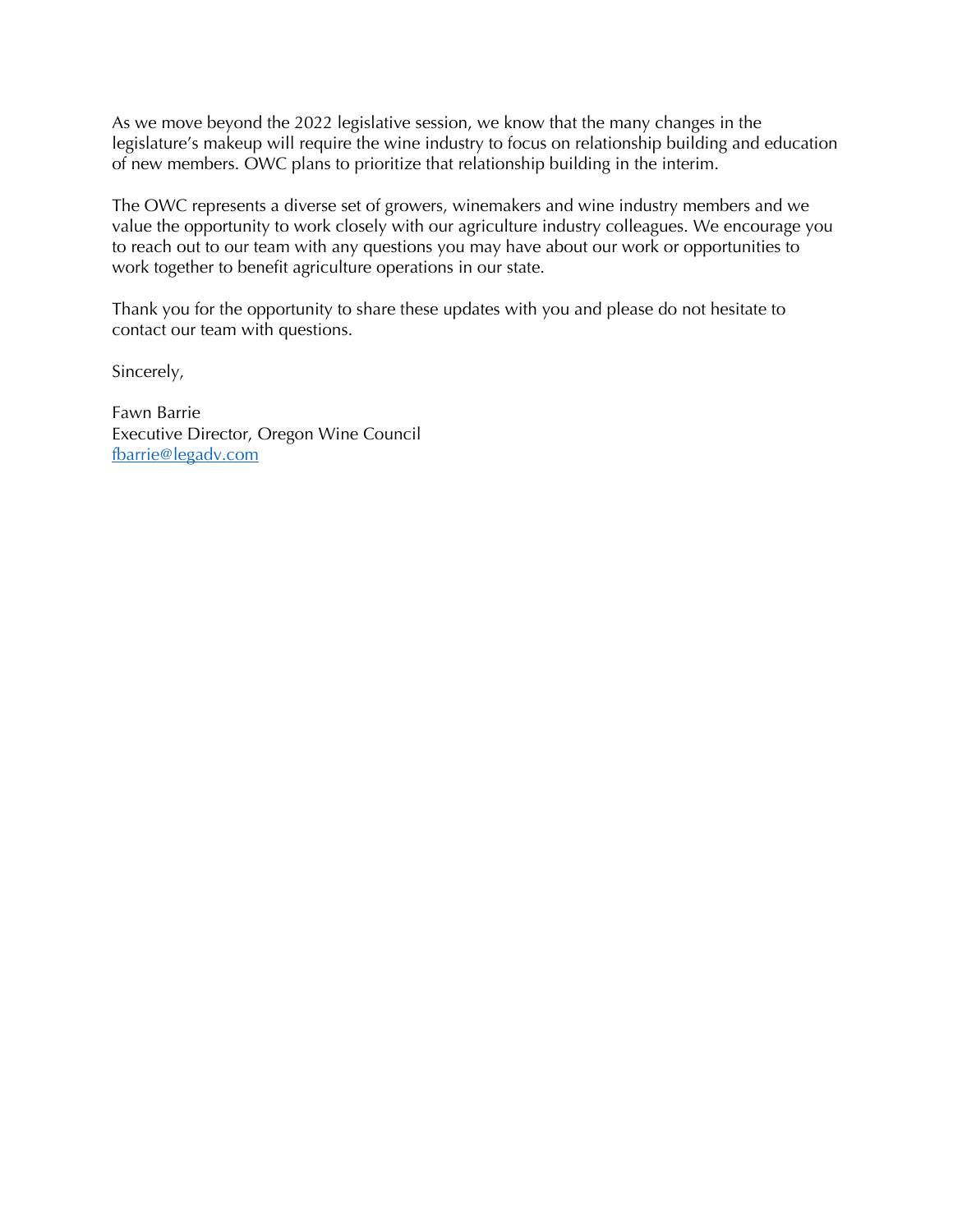As we move beyond the 2022 legislative session, we know that the many changes in the legislature's makeup will require the wine industry to focus on relationship building and education of new members. OWC plans to prioritize that relationship building in the interim.

The OWC represents a diverse set of growers, winemakers and wine industry members and we value the opportunity to work closely with our agriculture industry colleagues. We encourage you to reach out to our team with any questions you may have about our work or opportunities to work together to benefit agriculture operations in our state.

Thank you for the opportunity to share these updates with you and please do not hesitate to contact our team with questions.

Sincerely,

Fawn Barrie
Executive Director, Oregon Wine Council
[fbarrie@legadv.com](mailto:fbarrie@legadv.com)